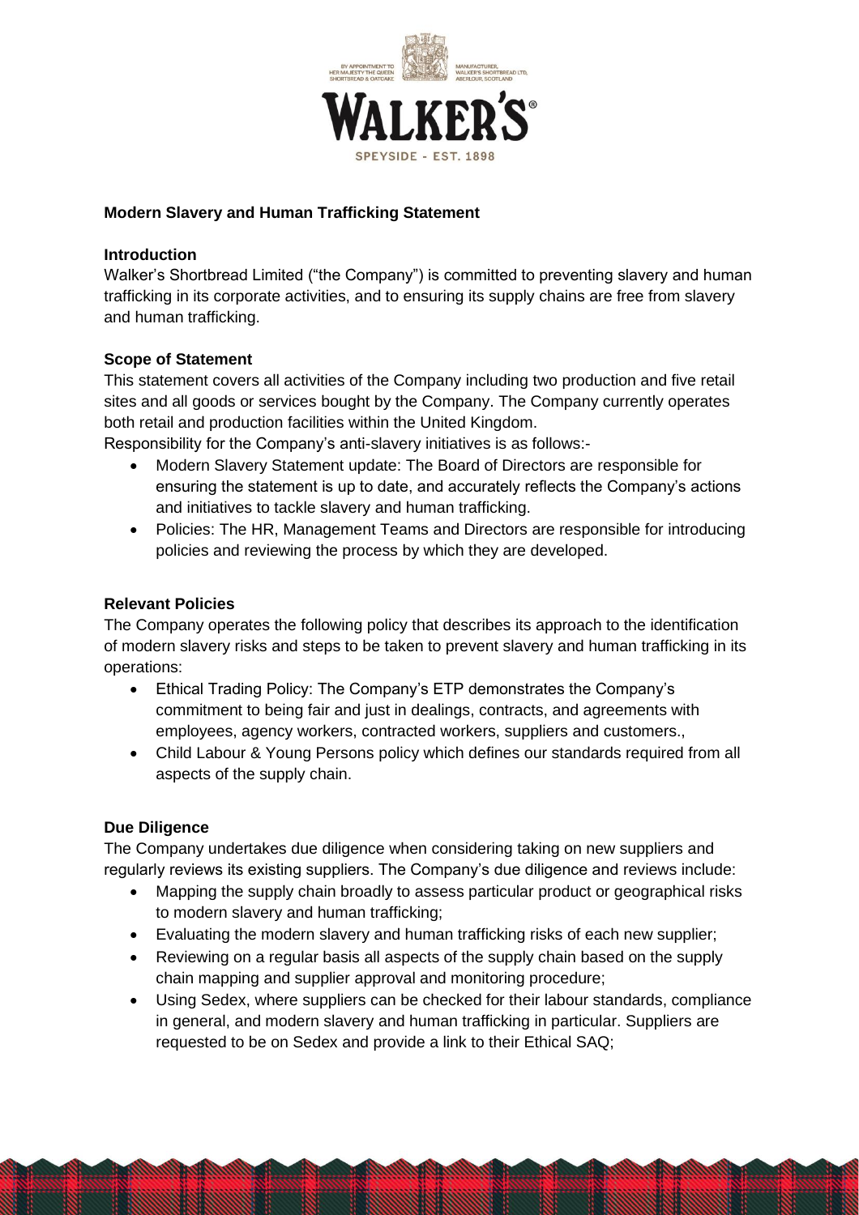## Modern Slavery and Human Trafficking Statement

### Introduction

Walker's Shortbread Limited ("the Company") is committed to preventing slavery and human trafficking in its corporate activities, and to ensuring its supply chains are free from slavery and human trafficking.

### Scope of Statement

This statement covers all activities of the Company including two production and five retail sites and all goods or services bought by the Company. The Company currently operates both retail and production facilities within the United Kingdom.

Responsibility for the Company's anti-slavery initiatives is as follows:-

- Modern Slavery Statement update: The Board of Directors are responsible for ensuring the statement is up to date, and accurately reflects the Company's actions and initiatives to tackle slavery and human trafficking.
- Policies: The HR, Management Teams and Directors are responsible for introducing policies and reviewing the process by which they are developed.

### Relevant Policies

The Company operates the following policy that describes its approach to the identification of modern slavery risks and steps to be taken to prevent slavery and human trafficking in its operations:

- Ethical Trading Policy: The Company's ETP demonstrates the Company's commitment to being fair and just in dealings, contracts, and agreements with employees, agency workers, contracted workers, suppliers and customers.,
- Child Labour & Young Persons policy which defines our standards required from all aspects of the supply chain.

### Due Diligence

The Company undertakes due diligence when considering taking on new suppliers and regularly reviews its existing suppliers. The Company's due diligence and reviews include:

- Mapping the supply chain broadly to assess particular product or geographical risks to modern slavery and human trafficking;
- Evaluating the modern slavery and human trafficking risks of each new supplier;
- Reviewing on a regular basis all aspects of the supply chain based on the supply chain mapping and supplier approval and monitoring procedure;
- Using Sedex, where suppliers can be checked for their labour standards, compliance in general, and modern slavery and human trafficking in particular. Suppliers are requested to be on Sedex and provide a link to their Ethical SAQ;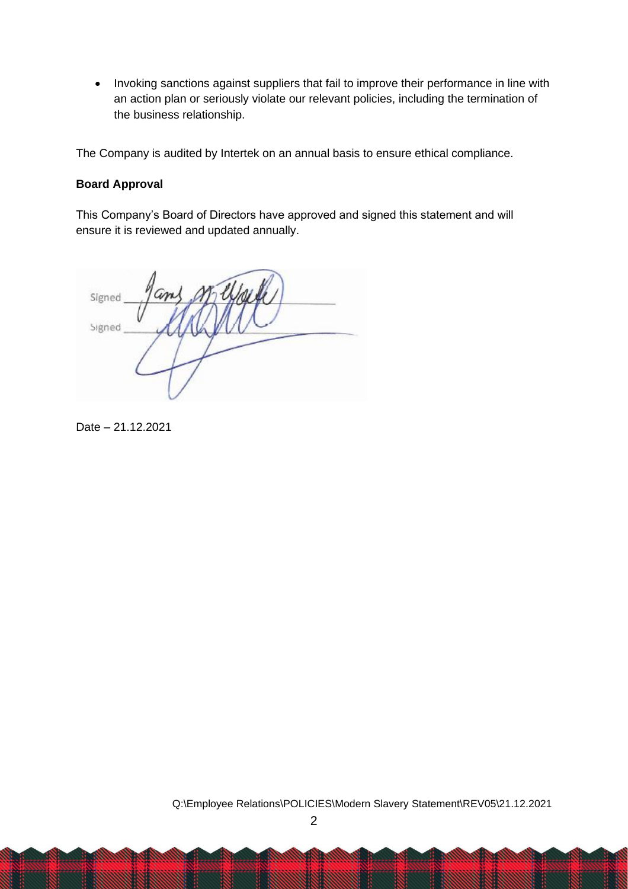- Invoking sanctions against suppliers that fail to improve their performance in line with an action plan or seriously violate our relevant policies, including the termination of the business relationship.

The Company is audited by Intertek on an annual basis to ensure ethical compliance.

**Board Approval**

This Company's Board of Directors have approved and signed this statement and will ensure it is reviewed and updated annually.

Signed

Signed

Date – 21.12.2021

Q:\Employee Relations\POLICIES\Modern Slavery Statement\REV05\21.12.2021